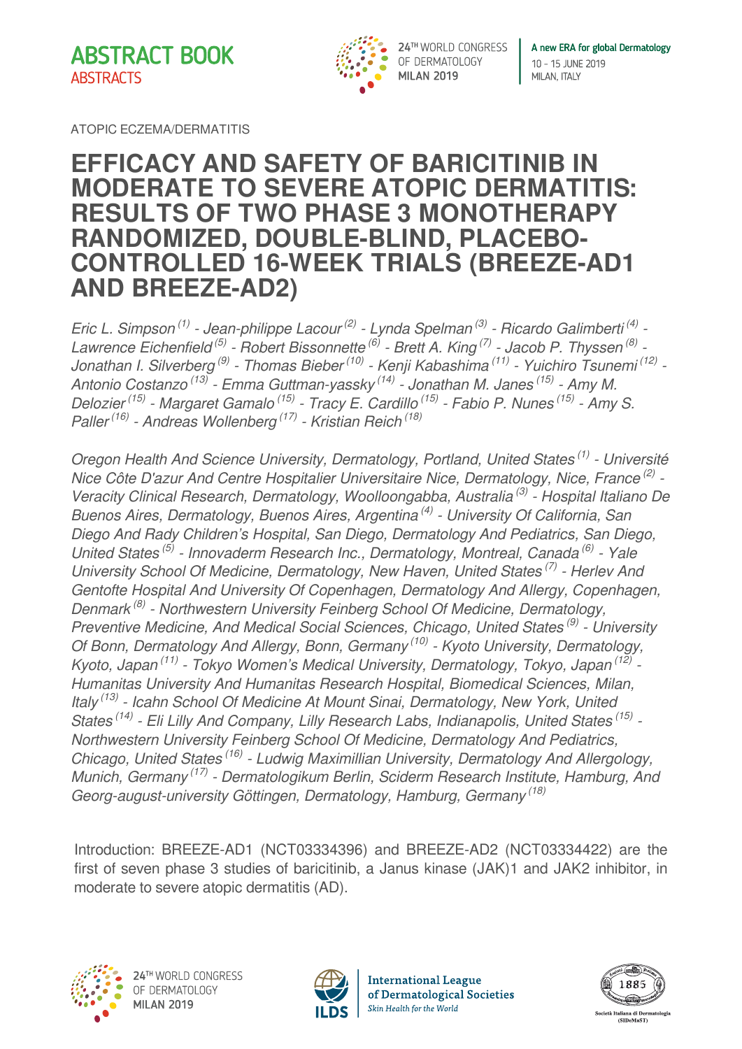ATOPIC ECZEMA/DERMATITIS

# EFFICACY AND SAFETY OF BARICITINIB IN MODERATE TO SEVERE ATOPIC DERMATITIS: RESULTS OF TWO PHASE 3 MONOTHERAPY RANDOMIZED, DOUBLE-BLIND, PLACEBO-CONTROLLED 16-WEEK TRIALS (BREEZE-AD1 AND BREEZE-AD2)

*Eric L. Simpson [1] - Jean-philippe Lacour [2] - Lynda Spelman [3] - Ricardo Galimberti [4] - Lawrence Eichenfield [5] - Robert Bissonnette [6] - Brett A. King [7] - Jacob P. Thyssen [8] - Jonathan I. Silverberg [9] - Thomas Bieber [10] - Kenji Kabashima [11] - Yuichiro Tsunemi [12] - Antonio Costanzo [13] - Emma Guttman-yassky [14] - Jonathan M. Janes [15] - Amy M. Delozier [15] - Margaret Gamalo [15] - Tracy E. Cardillo [15] - Fabio P. Nunes [15] - Amy S. Paller [16] - Andreas Wollenberg [17] - Kristian Reich [18]*

*Oregon Health And Science University, Dermatology, Portland, United States [1] - Université Nice Côte D'azur And Centre Hospitalier Universitaire Nice, Dermatology, Nice, France [2] - Veracity Clinical Research, Dermatology, Woolloongabba, Australia [3] - Hospital Italiano De Buenos Aires, Dermatology, Buenos Aires, Argentina [4] - University Of California, San Diego And Rady Children's Hospital, San Diego, Dermatology And Pediatrics, San Diego, United States [5] - Innovaderm Research Inc., Dermatology, Montreal, Canada [6] - Yale University School Of Medicine, Dermatology, New Haven, United States [7] - Herlev And Gentofte Hospital And University Of Copenhagen, Dermatology And Allergy, Copenhagen, Denmark [8] - Northwestern University Feinberg School Of Medicine, Dermatology, Preventive Medicine, And Medical Social Sciences, Chicago, United States [9] - University Of Bonn, Dermatology And Allergy, Bonn, Germany [10] - Kyoto University, Dermatology, Kyoto, Japan [11] - Tokyo Women's Medical University, Dermatology, Tokyo, Japan [12] - Humanitas University And Humanitas Research Hospital, Biomedical Sciences, Milan, Italy [13] - Icahn School Of Medicine At Mount Sinai, Dermatology, New York, United States [14] - Eli Lilly And Company, Lilly Research Labs, Indianapolis, United States [15] - Northwestern University Feinberg School Of Medicine, Dermatology And Pediatrics, Chicago, United States [16] - Ludwig Maximillian University, Dermatology And Allergology, Munich, Germany [17] - Dermatologikum Berlin, Sciderm Research Institute, Hamburg, And Georg-august-university Göttingen, Dermatology, Hamburg, Germany [18]*

Introduction: BREEZE-AD1 (NCT03334396) and BREEZE-AD2 (NCT03334422) are the first of seven phase 3 studies of baricitinib, a Janus kinase (JAK)1 and JAK2 inhibitor, in moderate to severe atopic dermatitis (AD).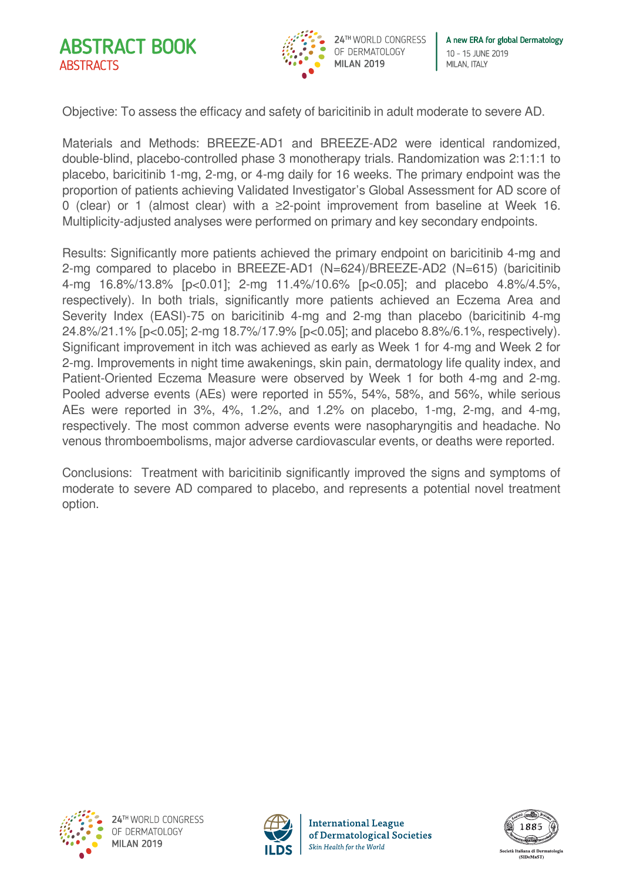Objective: To assess the efficacy and safety of baricitinib in adult moderate to severe AD.

Materials and Methods: BREEZE-AD1 and BREEZE-AD2 were identical randomized, double-blind, placebo-controlled phase 3 monotherapy trials. Randomization was 2:1:1:1 to placebo, baricitinib 1-mg, 2-mg, or 4-mg daily for 16 weeks. The primary endpoint was the proportion of patients achieving Validated Investigator's Global Assessment for AD score of 0 (clear) or 1 (almost clear) with a ≥2-point improvement from baseline at Week 16. Multiplicity-adjusted analyses were performed on primary and key secondary endpoints.

Results: Significantly more patients achieved the primary endpoint on baricitinib 4-mg and 2-mg compared to placebo in BREEZE-AD1 (N=624)/BREEZE-AD2 (N=615) (baricitinib 4-mg 16.8%/13.8% [$p<0.01$]; 2-mg 11.4%/10.6% [$p<0.05$]; and placebo 4.8%/4.5%, respectively). In both trials, significantly more patients achieved an Eczema Area and Severity Index (EASI)-75 on baricitinib 4-mg and 2-mg than placebo (baricitinib 4-mg 24.8%/21.1% [$p<0.05$]; 2-mg 18.7%/17.9% [$p<0.05$]; and placebo 8.8%/6.1%, respectively). Significant improvement in itch was achieved as early as Week 1 for 4-mg and Week 2 for 2-mg. Improvements in night time awakenings, skin pain, dermatology life quality index, and Patient-Oriented Eczema Measure were observed by Week 1 for both 4-mg and 2-mg. Pooled adverse events (AEs) were reported in 55%, 54%, 58%, and 56%, while serious AEs were reported in 3%, 4%, 1.2%, and 1.2% on placebo, 1-mg, 2-mg, and 4-mg, respectively. The most common adverse events were nasopharyngitis and headache. No venous thromboembolisms, major adverse cardiovascular events, or deaths were reported.

Conclusions: Treatment with baricitinib significantly improved the signs and symptoms of moderate to severe AD compared to placebo, and represents a potential novel treatment option.